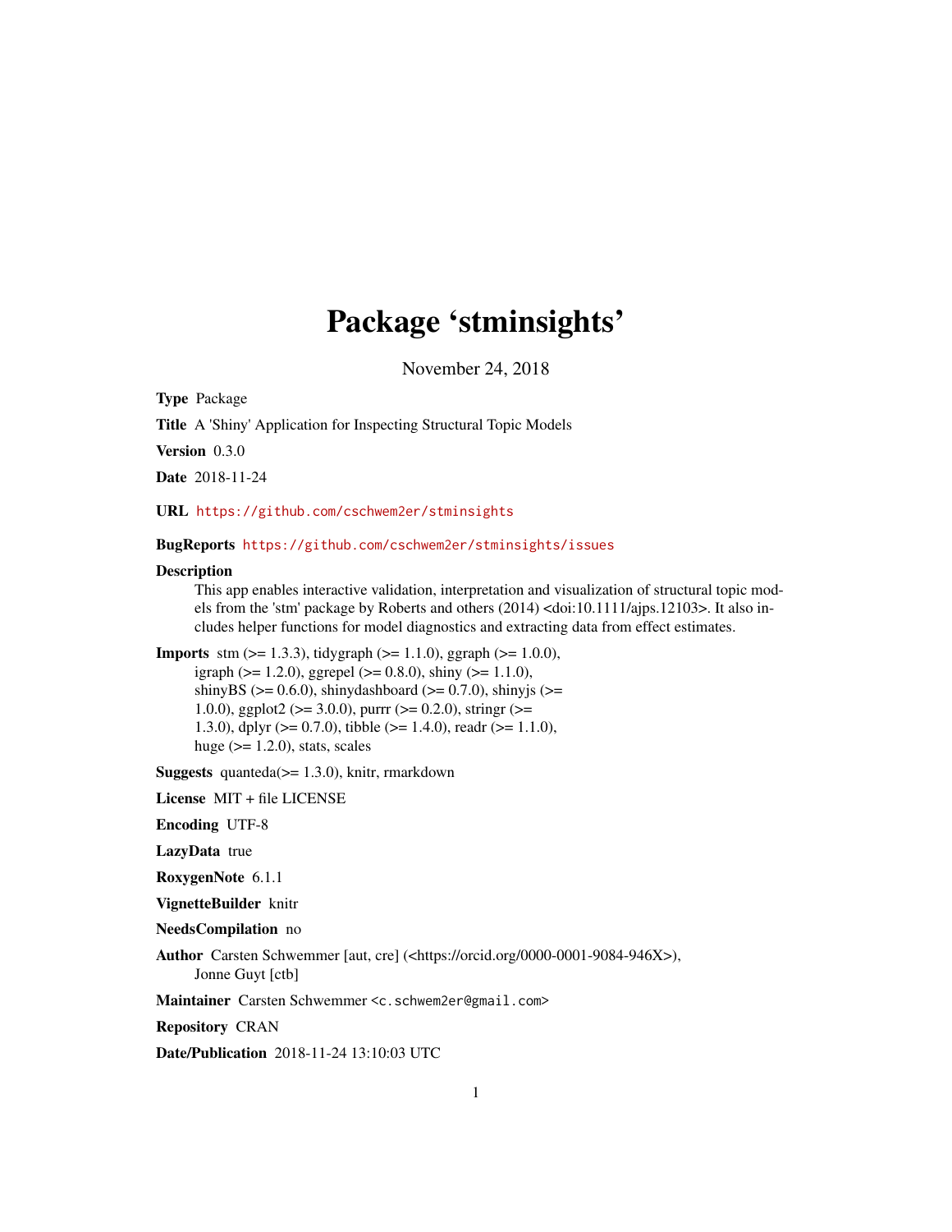# Package 'stminsights'

November 24, 2018

**Type** Package

**Title** A 'Shiny' Application for Inspecting Structural Topic Models

**Version** 0.3.0

**Date** 2018-11-24

**URL** https://github.com/cschwem2er/stminsights

**BugReports** https://github.com/cschwem2er/stminsights/issues

**Description** This app enables interactive validation, interpretation and visualization of structural topic models from the 'stm' package by Roberts and others (2014) <doi:10.1111/ajps.12103>. It also includes helper functions for model diagnostics and extracting data from effect estimates.

**Imports** stm (>= 1.3.3), tidygraph (>= 1.1.0), ggraph (>= 1.0.0), igraph (>= 1.2.0), ggrepel (>= 0.8.0), shiny (>= 1.1.0), shinyBS (>= 0.6.0), shinydashboard (>= 0.7.0), shinyjs (>= 1.0.0), ggplot2 (>= 3.0.0), purrr (>= 0.2.0), stringr (>= 1.3.0), dplyr (>= 0.7.0), tibble (>= 1.4.0), readr (>= 1.1.0), huge (>= 1.2.0), stats, scales

**Suggests** quanteda(>= 1.3.0), knitr, rmarkdown

**License** MIT + file LICENSE

**Encoding** UTF-8

**LazyData** true

**RoxygenNote** 6.1.1

**VignetteBuilder** knitr

**NeedsCompilation** no

**Author** Carsten Schwemmer [aut, cre] (<https://orcid.org/0000-0001-9084-946X>), Jonne Guyt [ctb]

**Maintainer** Carsten Schwemmer <c.schwem2er@gmail.com>

**Repository** CRAN

**Date/Publication** 2018-11-24 13:10:03 UTC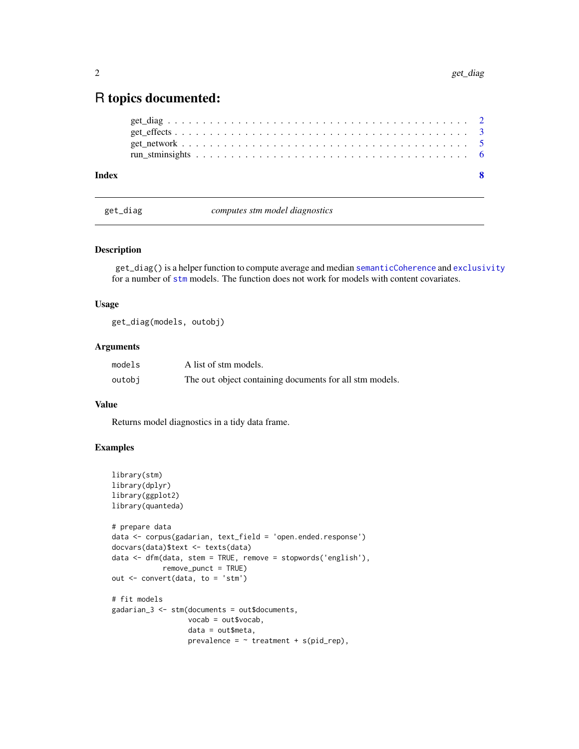# R topics documented:

get_diag . . . . . . . . . . . . . . . . . . . . . . . . . . . . . . . . . . . . . . . . . . 2
get_effects . . . . . . . . . . . . . . . . . . . . . . . . . . . . . . . . . . . . . . . . . 3
get_network . . . . . . . . . . . . . . . . . . . . . . . . . . . . . . . . . . . . . . . . 5
run_stminsights . . . . . . . . . . . . . . . . . . . . . . . . . . . . . . . . . . . . . . 6

**Index** **8**

---

`get_diag` *computes stm model diagnostics*

---

### Description

`get_diag()` is a helper function to compute average and median `semanticCoherence` and `exclusivity` for a number of `stm` models. The function does not work for models with content covariates.

### Usage

```
get_diag(models, outobj)
```

### Arguments

| | |
|---|---|
| `models` | A list of stm models. |
| `outobj` | The `out` object containing documents for all stm models. |

### Value

Returns model diagnostics in a tidy data frame.

### Examples

```
library(stm)
library(dplyr)
library(ggplot2)
library(quanteda)

# prepare data
data <- corpus(gadarian, text_field = 'open.ended.response')
docvars(data)$text <- texts(data)
data <- dfm(data, stem = TRUE, remove = stopwords('english'),
            remove_punct = TRUE)
out <- convert(data, to = 'stm')

# fit models
gadarian_3 <- stm(documents = out$documents,
                  vocab = out$vocab,
                  data = out$meta,
                  prevalence = ~ treatment + s(pid_rep),
```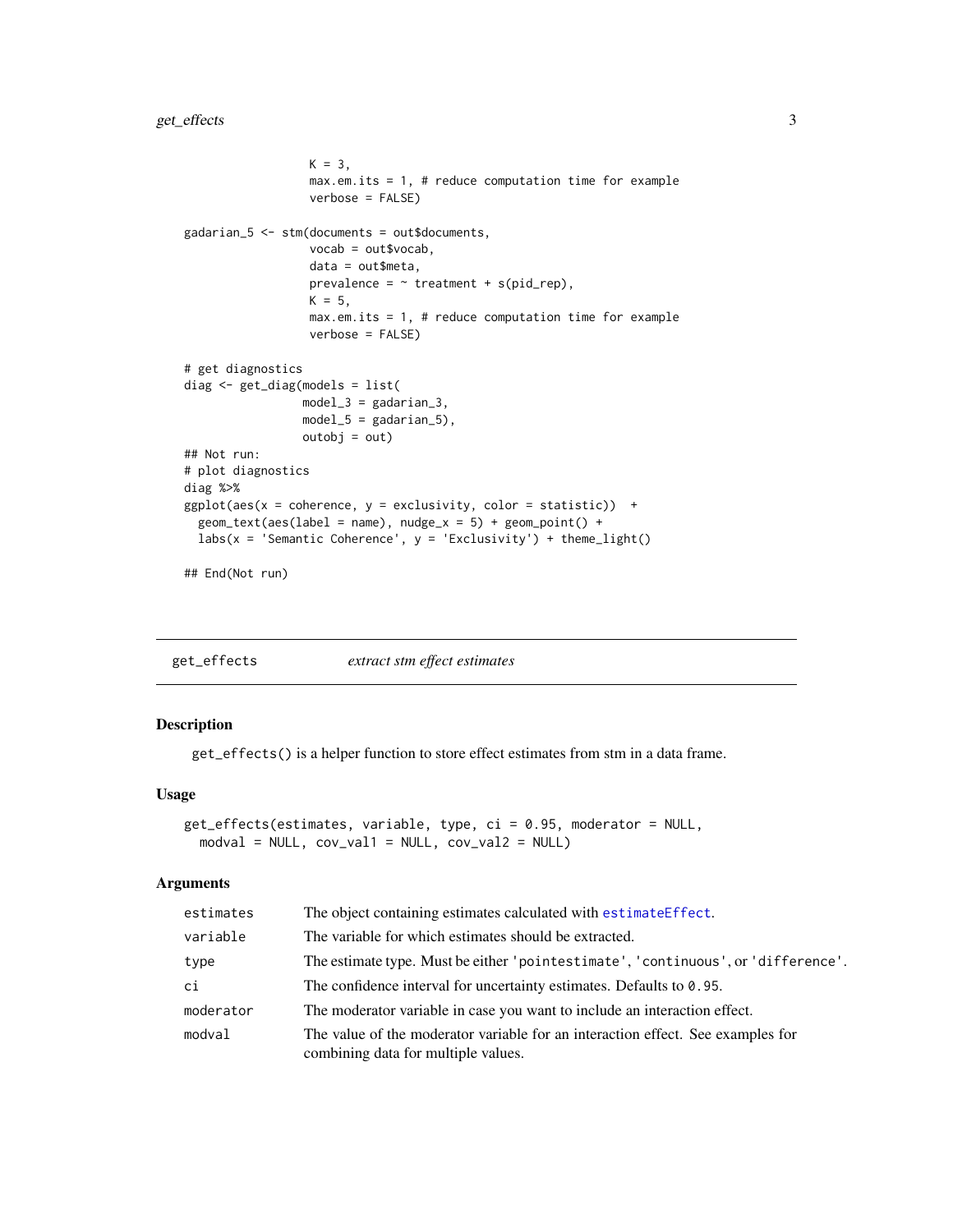```
                  K = 3,
                  max.em.its = 1, # reduce computation time for example
                  verbose = FALSE)

gadarian_5 <- stm(documents = out$documents,
                  vocab = out$vocab,
                  data = out$meta,
                  prevalence = ~ treatment + s(pid_rep),
                  K = 5,
                  max.em.its = 1, # reduce computation time for example
                  verbose = FALSE)

# get diagnostics
diag <- get_diag(models = list(
                 model_3 = gadarian_3,
                 model_5 = gadarian_5),
                 outobj = out)
## Not run:
# plot diagnostics
diag %>%
ggplot(aes(x = coherence, y = exclusivity, color = statistic))  +
  geom_text(aes(label = name), nudge_x = 5) + geom_point() +
  labs(x = 'Semantic Coherence', y = 'Exclusivity') + theme_light()

## End(Not run)
```

## get_effects — *extract stm effect estimates*

### Description

`get_effects()` is a helper function to store effect estimates from stm in a data frame.

### Usage

```
get_effects(estimates, variable, type, ci = 0.95, moderator = NULL,
  modval = NULL, cov_val1 = NULL, cov_val2 = NULL)
```

### Arguments

| | |
|---|---|
| `estimates` | The object containing estimates calculated with `estimateEffect`. |
| `variable` | The variable for which estimates should be extracted. |
| `type` | The estimate type. Must be either `'pointestimate'`, `'continuous'`, or `'difference'`. |
| `ci` | The confidence interval for uncertainty estimates. Defaults to `0.95`. |
| `moderator` | The moderator variable in case you want to include an interaction effect. |
| `modval` | The value of the moderator variable for an interaction effect. See examples for combining data for multiple values. |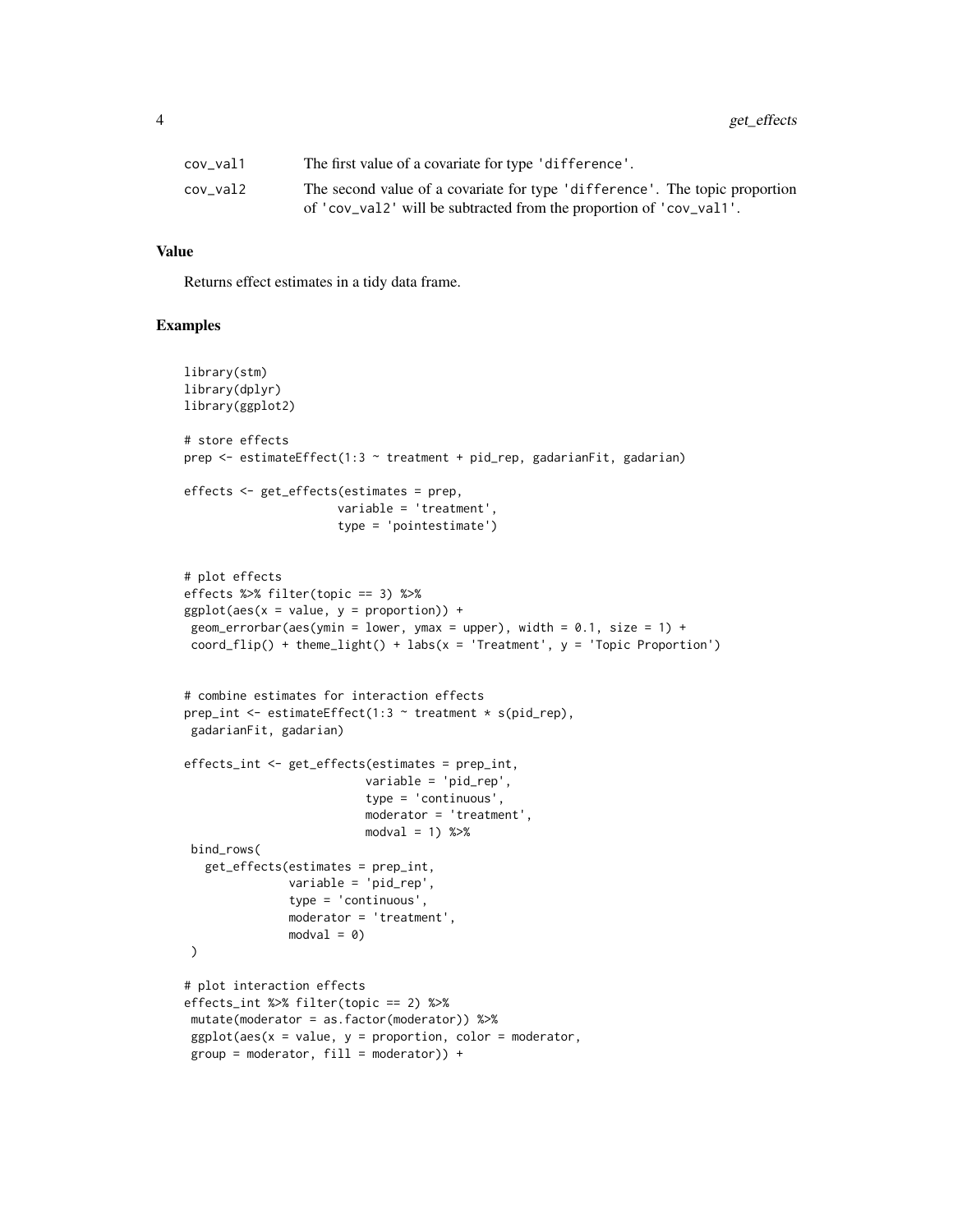| | |
|---|---|
| cov_val1 | The first value of a covariate for type 'difference'. |
| cov_val2 | The second value of a covariate for type 'difference'. The topic proportion of 'cov_val2' will be subtracted from the proportion of 'cov_val1'. |

## Value

Returns effect estimates in a tidy data frame.

## Examples

```
library(stm)
library(dplyr)
library(ggplot2)

# store effects
prep <- estimateEffect(1:3 ~ treatment + pid_rep, gadarianFit, gadarian)

effects <- get_effects(estimates = prep,
                      variable = 'treatment',
                      type = 'pointestimate')


# plot effects
effects %>% filter(topic == 3) %>%
ggplot(aes(x = value, y = proportion)) +
 geom_errorbar(aes(ymin = lower, ymax = upper), width = 0.1, size = 1) +
 coord_flip() + theme_light() + labs(x = 'Treatment', y = 'Topic Proportion')


# combine estimates for interaction effects
prep_int <- estimateEffect(1:3 ~ treatment * s(pid_rep),
 gadarianFit, gadarian)

effects_int <- get_effects(estimates = prep_int,
                          variable = 'pid_rep',
                          type = 'continuous',
                          moderator = 'treatment',
                          modval = 1) %>%
 bind_rows(
   get_effects(estimates = prep_int,
               variable = 'pid_rep',
               type = 'continuous',
               moderator = 'treatment',
               modval = 0)
 )

# plot interaction effects
effects_int %>% filter(topic == 2) %>%
 mutate(moderator = as.factor(moderator)) %>%
 ggplot(aes(x = value, y = proportion, color = moderator,
 group = moderator, fill = moderator)) +
```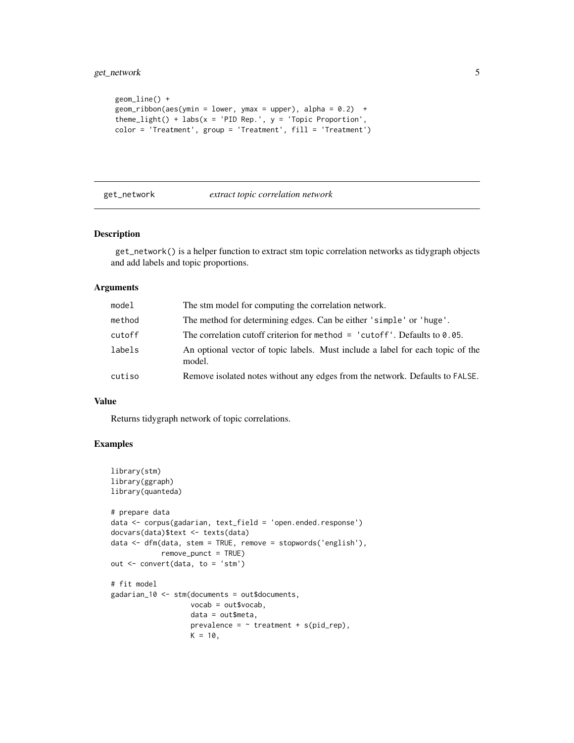```
geom_line() +
geom_ribbon(aes(ymin = lower, ymax = upper), alpha = 0.2)  +
theme_light() + labs(x = 'PID Rep.', y = 'Topic Proportion',
color = 'Treatment', group = 'Treatment', fill = 'Treatment')
```

## get_network *extract topic correlation network*

### Description

get_network() is a helper function to extract stm topic correlation networks as tidygraph objects and add labels and topic proportions.

### Arguments

| | |
|---|---|
| model | The stm model for computing the correlation network. |
| method | The method for determining edges. Can be either 'simple' or 'huge'. |
| cutoff | The correlation cutoff criterion for method = 'cutoff'. Defaults to 0.05. |
| labels | An optional vector of topic labels. Must include a label for each topic of the model. |
| cutiso | Remove isolated notes without any edges from the network. Defaults to FALSE. |

### Value

Returns tidygraph network of topic correlations.

### Examples

```
library(stm)
library(ggraph)
library(quanteda)

# prepare data
data <- corpus(gadarian, text_field = 'open.ended.response')
docvars(data)$text <- texts(data)
data <- dfm(data, stem = TRUE, remove = stopwords('english'),
            remove_punct = TRUE)
out <- convert(data, to = 'stm')

# fit model
gadarian_10 <- stm(documents = out$documents,
                   vocab = out$vocab,
                   data = out$meta,
                   prevalence = ~ treatment + s(pid_rep),
                   K = 10,
```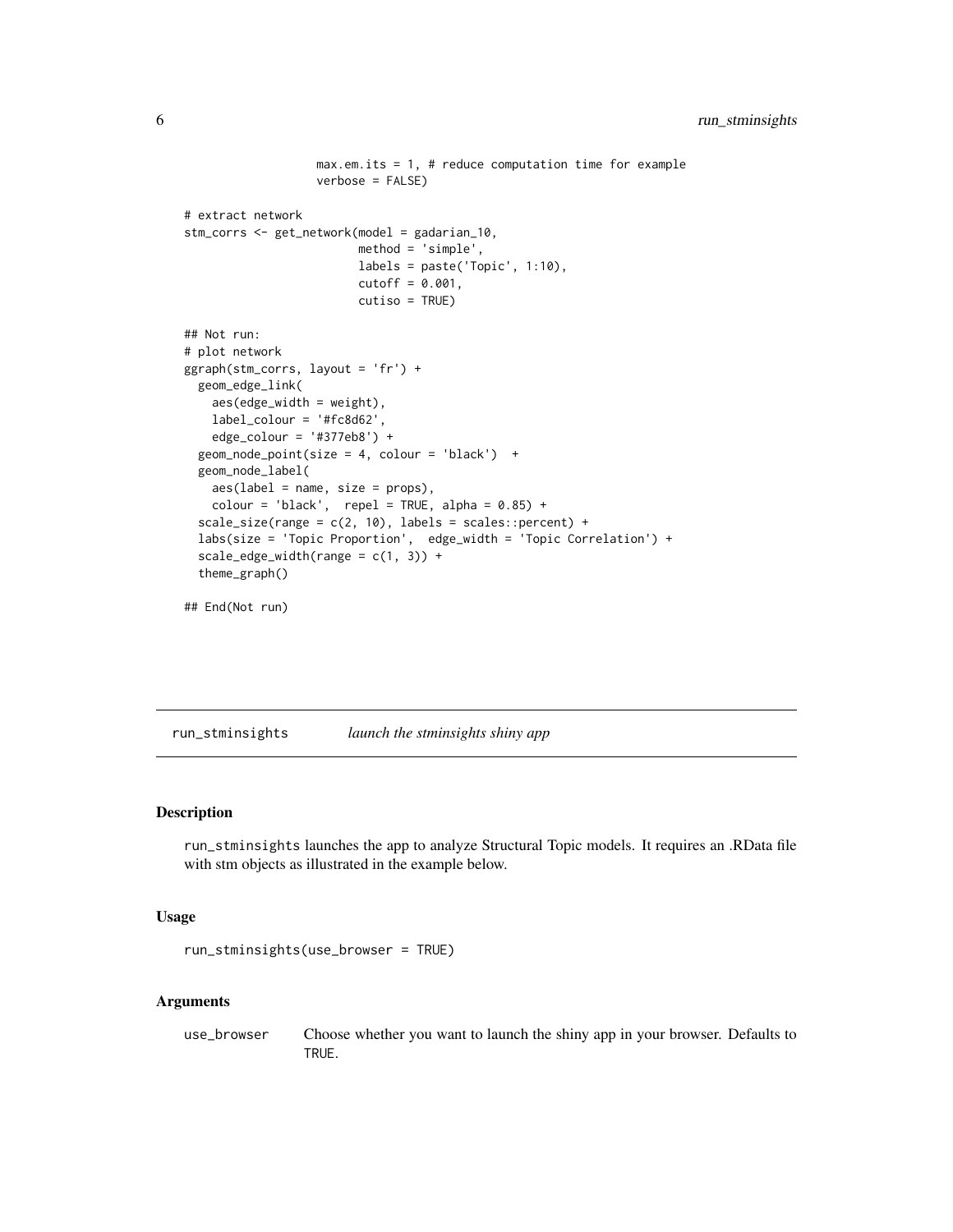```
                  max.em.its = 1, # reduce computation time for example
                  verbose = FALSE)

# extract network
stm_corrs <- get_network(model = gadarian_10,
                         method = 'simple',
                         labels = paste('Topic', 1:10),
                         cutoff = 0.001,
                         cutiso = TRUE)

## Not run:
# plot network
ggraph(stm_corrs, layout = 'fr') +
  geom_edge_link(
    aes(edge_width = weight),
    label_colour = '#fc8d62',
    edge_colour = '#377eb8') +
  geom_node_point(size = 4, colour = 'black')  +
  geom_node_label(
    aes(label = name, size = props),
    colour = 'black',  repel = TRUE, alpha = 0.85) +
  scale_size(range = c(2, 10), labels = scales::percent) +
  labs(size = 'Topic Proportion',  edge_width = 'Topic Correlation') +
  scale_edge_width(range = c(1, 3)) +
  theme_graph()

## End(Not run)
```

## run_stminsights *launch the stminsights shiny app*

### Description

run_stminsights launches the app to analyze Structural Topic models. It requires an .RData file with stm objects as illustrated in the example below.

### Usage

```
run_stminsights(use_browser = TRUE)
```

### Arguments

| | |
|---|---|
| use_browser | Choose whether you want to launch the shiny app in your browser. Defaults to TRUE. |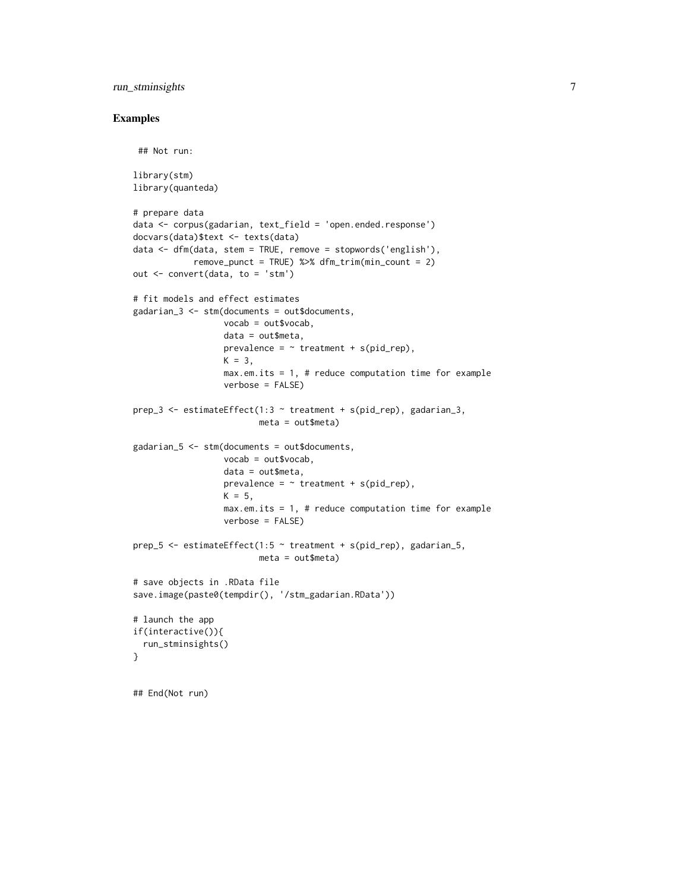### Examples

```
 ## Not run:

library(stm)
library(quanteda)

# prepare data
data <- corpus(gadarian, text_field = 'open.ended.response')
docvars(data)$text <- texts(data)
data <- dfm(data, stem = TRUE, remove = stopwords('english'),
            remove_punct = TRUE) %>% dfm_trim(min_count = 2)
out <- convert(data, to = 'stm')

# fit models and effect estimates
gadarian_3 <- stm(documents = out$documents,
                  vocab = out$vocab,
                  data = out$meta,
                  prevalence = ~ treatment + s(pid_rep),
                  K = 3,
                  max.em.its = 1, # reduce computation time for example
                  verbose = FALSE)

prep_3 <- estimateEffect(1:3 ~ treatment + s(pid_rep), gadarian_3,
                         meta = out$meta)

gadarian_5 <- stm(documents = out$documents,
                  vocab = out$vocab,
                  data = out$meta,
                  prevalence = ~ treatment + s(pid_rep),
                  K = 5,
                  max.em.its = 1, # reduce computation time for example
                  verbose = FALSE)

prep_5 <- estimateEffect(1:5 ~ treatment + s(pid_rep), gadarian_5,
                         meta = out$meta)

# save objects in .RData file
save.image(paste0(tempdir(), '/stm_gadarian.RData'))

# launch the app
if(interactive()){
  run_stminsights()
}


## End(Not run)
```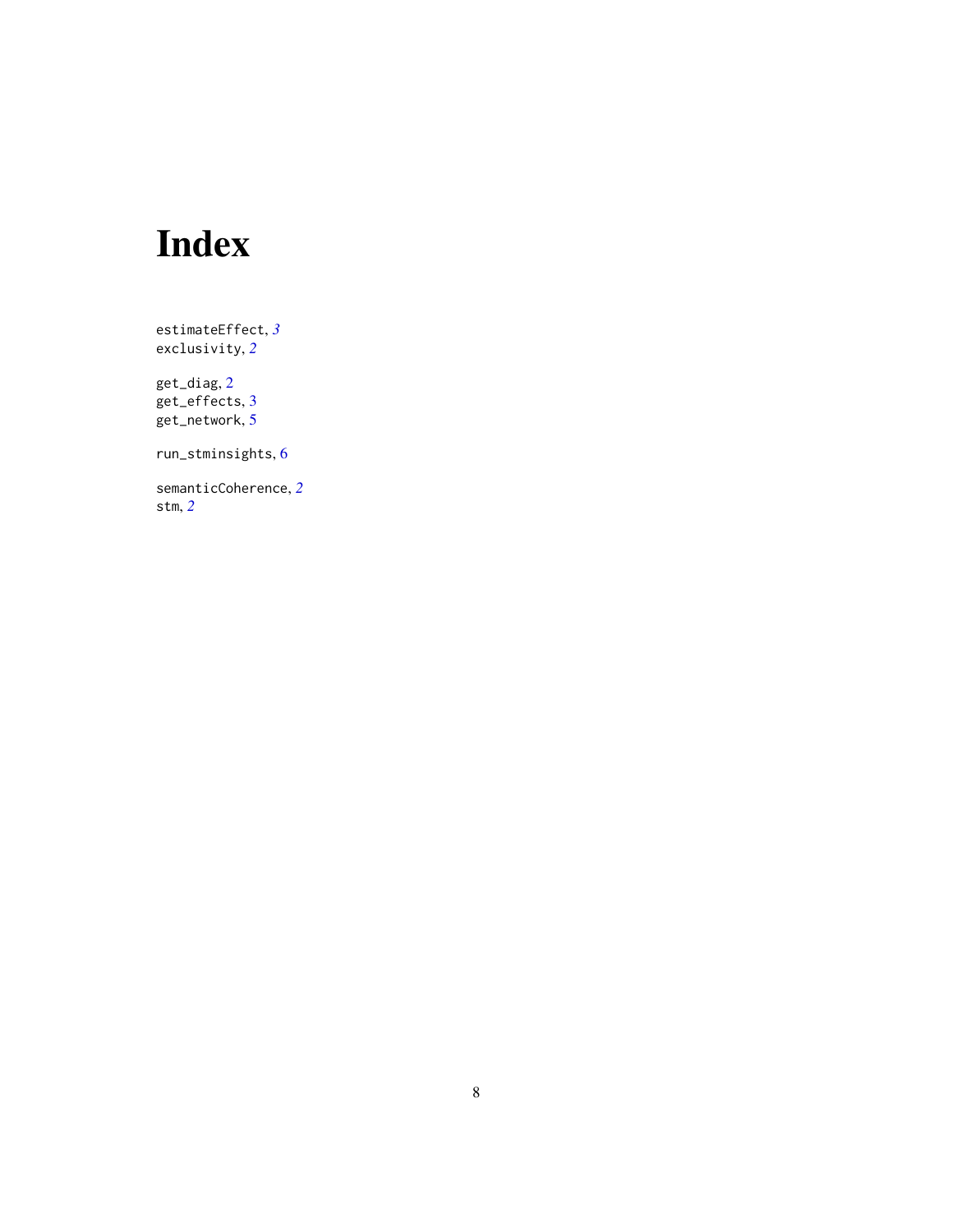# Index

estimateEffect, *3*
exclusivity, *2*

get_diag, 2
get_effects, 3
get_network, 5

run_stminsights, 6

semanticCoherence, *2*
stm, *2*